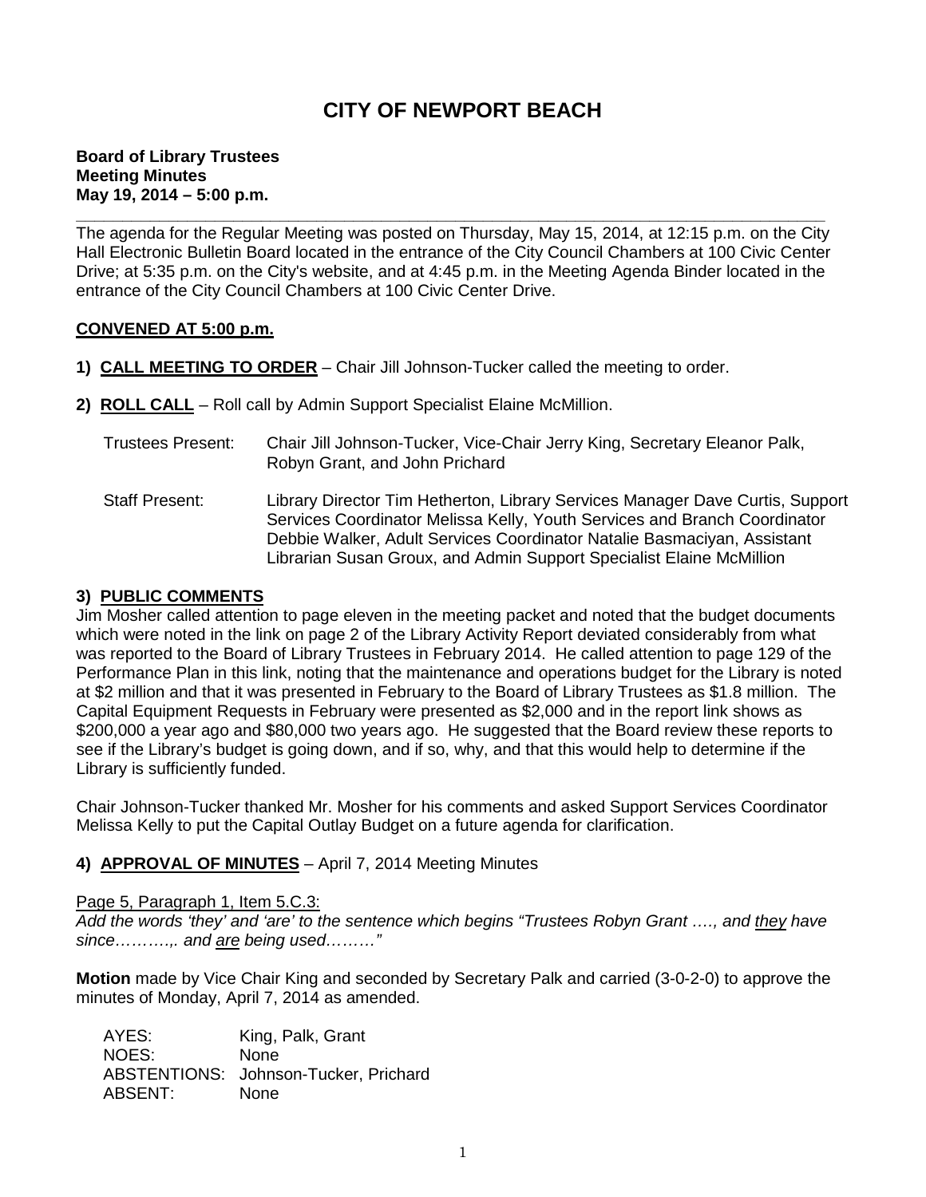# CITY OF NEWPORT BEACH

**Board of Library Trustees**
**Meeting Minutes**
**May 19, 2014 – 5:00 p.m.**

---

The agenda for the Regular Meeting was posted on Thursday, May 15, 2014, at 12:15 p.m. on the City Hall Electronic Bulletin Board located in the entrance of the City Council Chambers at 100 Civic Center Drive; at 5:35 p.m. on the City's website, and at 4:45 p.m. in the Meeting Agenda Binder located in the entrance of the City Council Chambers at 100 Civic Center Drive.

**CONVENED AT 5:00 p.m.**

**1) CALL MEETING TO ORDER** – Chair Jill Johnson-Tucker called the meeting to order.

**2) ROLL CALL** – Roll call by Admin Support Specialist Elaine McMillion.

Trustees Present: Chair Jill Johnson-Tucker, Vice-Chair Jerry King, Secretary Eleanor Palk, Robyn Grant, and John Prichard

Staff Present: Library Director Tim Hetherton, Library Services Manager Dave Curtis, Support Services Coordinator Melissa Kelly, Youth Services and Branch Coordinator Debbie Walker, Adult Services Coordinator Natalie Basmaciyan, Assistant Librarian Susan Groux, and Admin Support Specialist Elaine McMillion

**3) PUBLIC COMMENTS**

Jim Mosher called attention to page eleven in the meeting packet and noted that the budget documents which were noted in the link on page 2 of the Library Activity Report deviated considerably from what was reported to the Board of Library Trustees in February 2014. He called attention to page 129 of the Performance Plan in this link, noting that the maintenance and operations budget for the Library is noted at $2 million and that it was presented in February to the Board of Library Trustees as $1.8 million. The Capital Equipment Requests in February were presented as $2,000 and in the report link shows as $200,000 a year ago and $80,000 two years ago. He suggested that the Board review these reports to see if the Library's budget is going down, and if so, why, and that this would help to determine if the Library is sufficiently funded.

Chair Johnson-Tucker thanked Mr. Mosher for his comments and asked Support Services Coordinator Melissa Kelly to put the Capital Outlay Budget on a future agenda for clarification.

**4) APPROVAL OF MINUTES** – April 7, 2014 Meeting Minutes

Page 5, Paragraph 1, Item 5.C.3:
*Add the words 'they' and 'are' to the sentence which begins "Trustees Robyn Grant …., and they have since……….. and are being used………"*

**Motion** made by Vice Chair King and seconded by Secretary Palk and carried (3-0-2-0) to approve the minutes of Monday, April 7, 2014 as amended.

AYES: King, Palk, Grant
NOES: None
ABSTENTIONS: Johnson-Tucker, Prichard
ABSENT: None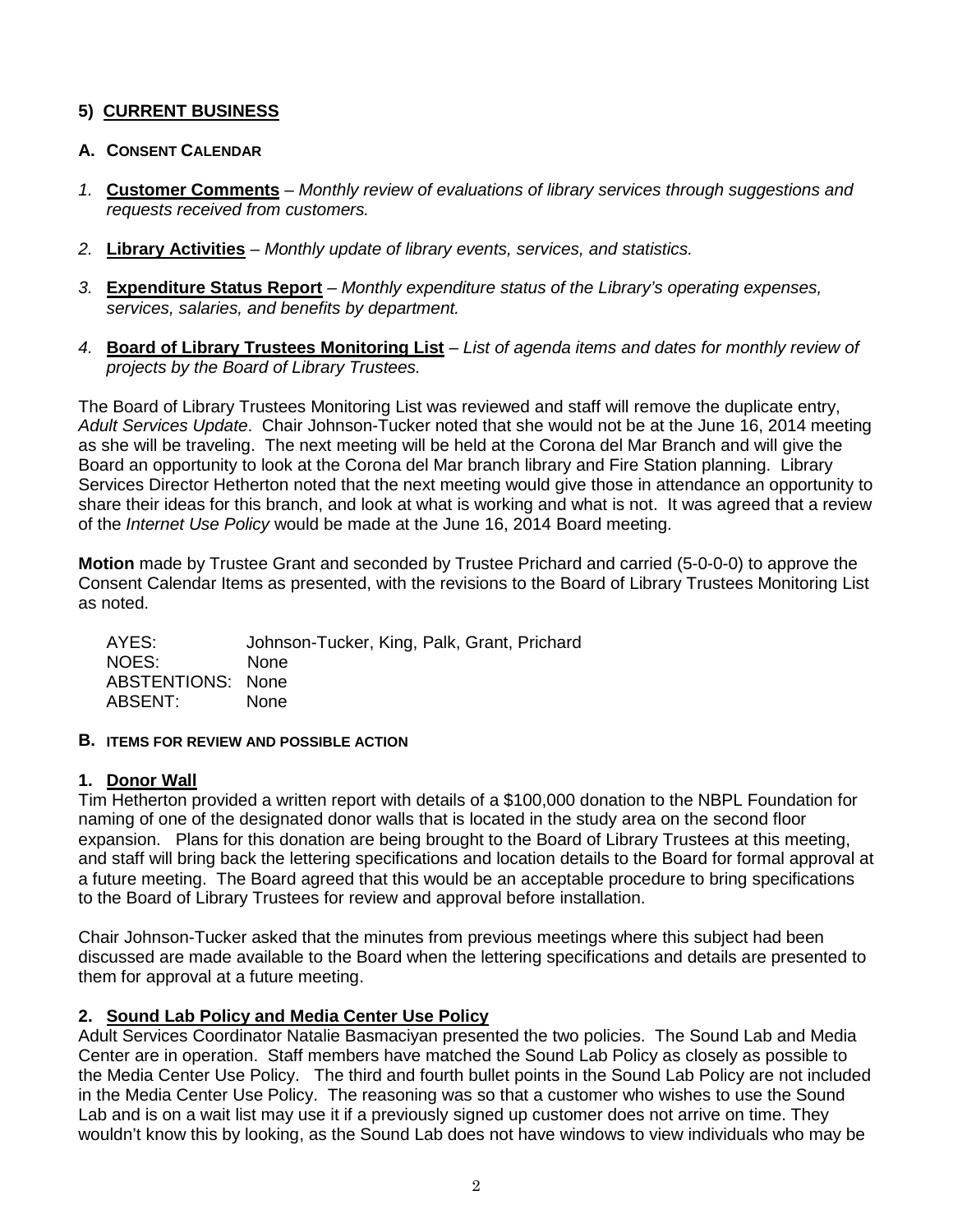## 5) CURRENT BUSINESS

### A. CONSENT CALENDAR

1. **Customer Comments** – *Monthly review of evaluations of library services through suggestions and requests received from customers.*

2. **Library Activities** – *Monthly update of library events, services, and statistics.*

3. **Expenditure Status Report** – *Monthly expenditure status of the Library's operating expenses, services, salaries, and benefits by department.*

4. **Board of Library Trustees Monitoring List** – *List of agenda items and dates for monthly review of projects by the Board of Library Trustees.*

The Board of Library Trustees Monitoring List was reviewed and staff will remove the duplicate entry, *Adult Services Update*. Chair Johnson-Tucker noted that she would not be at the June 16, 2014 meeting as she will be traveling. The next meeting will be held at the Corona del Mar Branch and will give the Board an opportunity to look at the Corona del Mar branch library and Fire Station planning. Library Services Director Hetherton noted that the next meeting would give those in attendance an opportunity to share their ideas for this branch, and look at what is working and what is not. It was agreed that a review of the *Internet Use Policy* would be made at the June 16, 2014 Board meeting.

**Motion** made by Trustee Grant and seconded by Trustee Prichard and carried (5-0-0-0) to approve the Consent Calendar Items as presented, with the revisions to the Board of Library Trustees Monitoring List as noted.

AYES: Johnson-Tucker, King, Palk, Grant, Prichard
NOES: None
ABSTENTIONS: None
ABSENT: None

### B. ITEMS FOR REVIEW AND POSSIBLE ACTION

**1. Donor Wall**

Tim Hetherton provided a written report with details of a $100,000 donation to the NBPL Foundation for naming of one of the designated donor walls that is located in the study area on the second floor expansion. Plans for this donation are being brought to the Board of Library Trustees at this meeting, and staff will bring back the lettering specifications and location details to the Board for formal approval at a future meeting. The Board agreed that this would be an acceptable procedure to bring specifications to the Board of Library Trustees for review and approval before installation.

Chair Johnson-Tucker asked that the minutes from previous meetings where this subject had been discussed are made available to the Board when the lettering specifications and details are presented to them for approval at a future meeting.

**2. Sound Lab Policy and Media Center Use Policy**

Adult Services Coordinator Natalie Basmaciyan presented the two policies. The Sound Lab and Media Center are in operation. Staff members have matched the Sound Lab Policy as closely as possible to the Media Center Use Policy. The third and fourth bullet points in the Sound Lab Policy are not included in the Media Center Use Policy. The reasoning was so that a customer who wishes to use the Sound Lab and is on a wait list may use it if a previously signed up customer does not arrive on time. They wouldn't know this by looking, as the Sound Lab does not have windows to view individuals who may be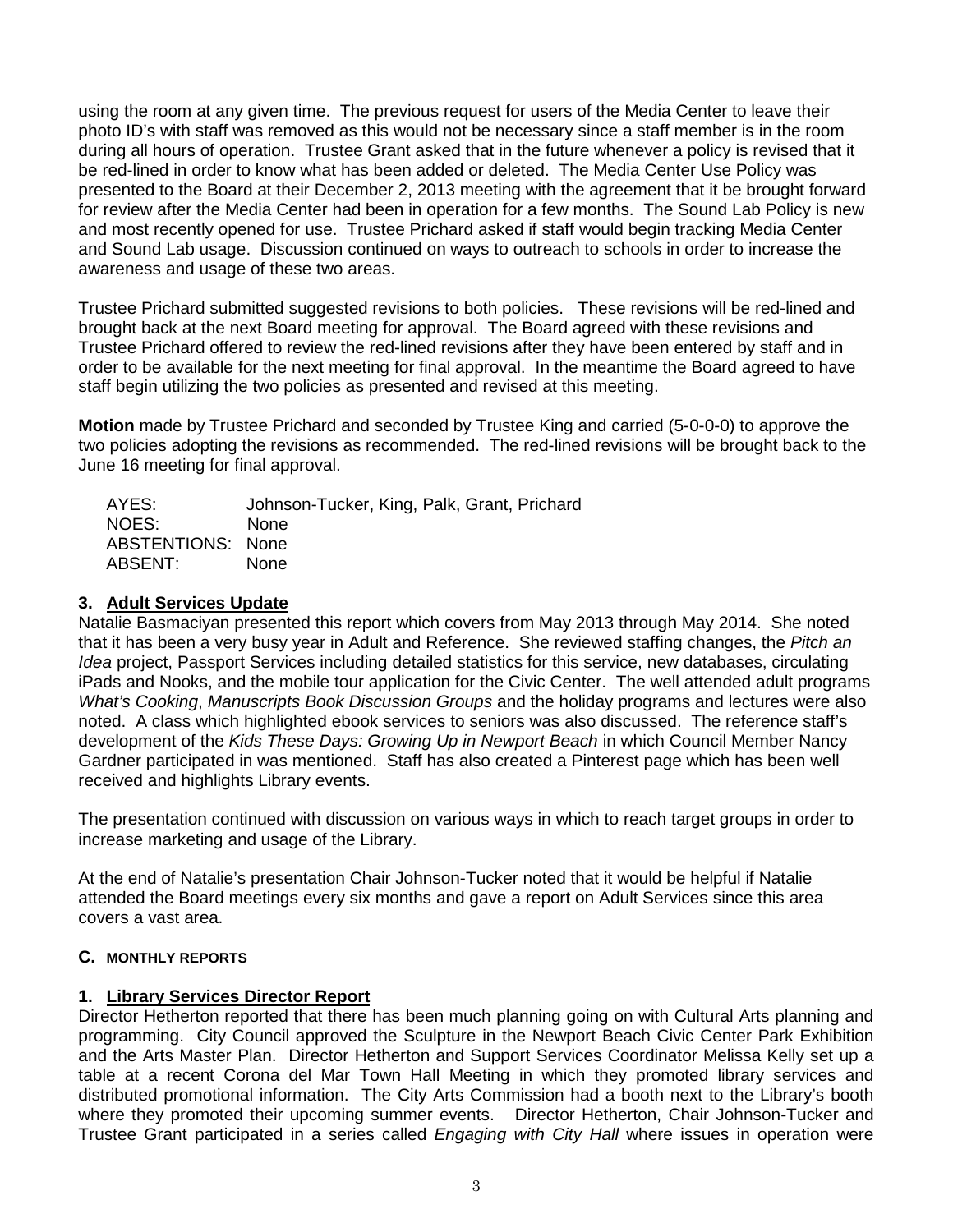using the room at any given time. The previous request for users of the Media Center to leave their photo ID's with staff was removed as this would not be necessary since a staff member is in the room during all hours of operation. Trustee Grant asked that in the future whenever a policy is revised that it be red-lined in order to know what has been added or deleted. The Media Center Use Policy was presented to the Board at their December 2, 2013 meeting with the agreement that it be brought forward for review after the Media Center had been in operation for a few months. The Sound Lab Policy is new and most recently opened for use. Trustee Prichard asked if staff would begin tracking Media Center and Sound Lab usage. Discussion continued on ways to outreach to schools in order to increase the awareness and usage of these two areas.

Trustee Prichard submitted suggested revisions to both policies. These revisions will be red-lined and brought back at the next Board meeting for approval. The Board agreed with these revisions and Trustee Prichard offered to review the red-lined revisions after they have been entered by staff and in order to be available for the next meeting for final approval. In the meantime the Board agreed to have staff begin utilizing the two policies as presented and revised at this meeting.

**Motion** made by Trustee Prichard and seconded by Trustee King and carried (5-0-0-0) to approve the two policies adopting the revisions as recommended. The red-lined revisions will be brought back to the June 16 meeting for final approval.

AYES: Johnson-Tucker, King, Palk, Grant, Prichard
NOES: None
ABSTENTIONS: None
ABSENT: None

**3. Adult Services Update**

Natalie Basmaciyan presented this report which covers from May 2013 through May 2014. She noted that it has been a very busy year in Adult and Reference. She reviewed staffing changes, the *Pitch an Idea* project, Passport Services including detailed statistics for this service, new databases, circulating iPads and Nooks, and the mobile tour application for the Civic Center. The well attended adult programs *What's Cooking*, *Manuscripts Book Discussion Groups* and the holiday programs and lectures were also noted. A class which highlighted ebook services to seniors was also discussed. The reference staff's development of the *Kids These Days: Growing Up in Newport Beach* in which Council Member Nancy Gardner participated in was mentioned. Staff has also created a Pinterest page which has been well received and highlights Library events.

The presentation continued with discussion on various ways in which to reach target groups in order to increase marketing and usage of the Library.

At the end of Natalie's presentation Chair Johnson-Tucker noted that it would be helpful if Natalie attended the Board meetings every six months and gave a report on Adult Services since this area covers a vast area.

**C. MONTHLY REPORTS**

**1. Library Services Director Report**

Director Hetherton reported that there has been much planning going on with Cultural Arts planning and programming. City Council approved the Sculpture in the Newport Beach Civic Center Park Exhibition and the Arts Master Plan. Director Hetherton and Support Services Coordinator Melissa Kelly set up a table at a recent Corona del Mar Town Hall Meeting in which they promoted library services and distributed promotional information. The City Arts Commission had a booth next to the Library's booth where they promoted their upcoming summer events. Director Hetherton, Chair Johnson-Tucker and Trustee Grant participated in a series called *Engaging with City Hall* where issues in operation were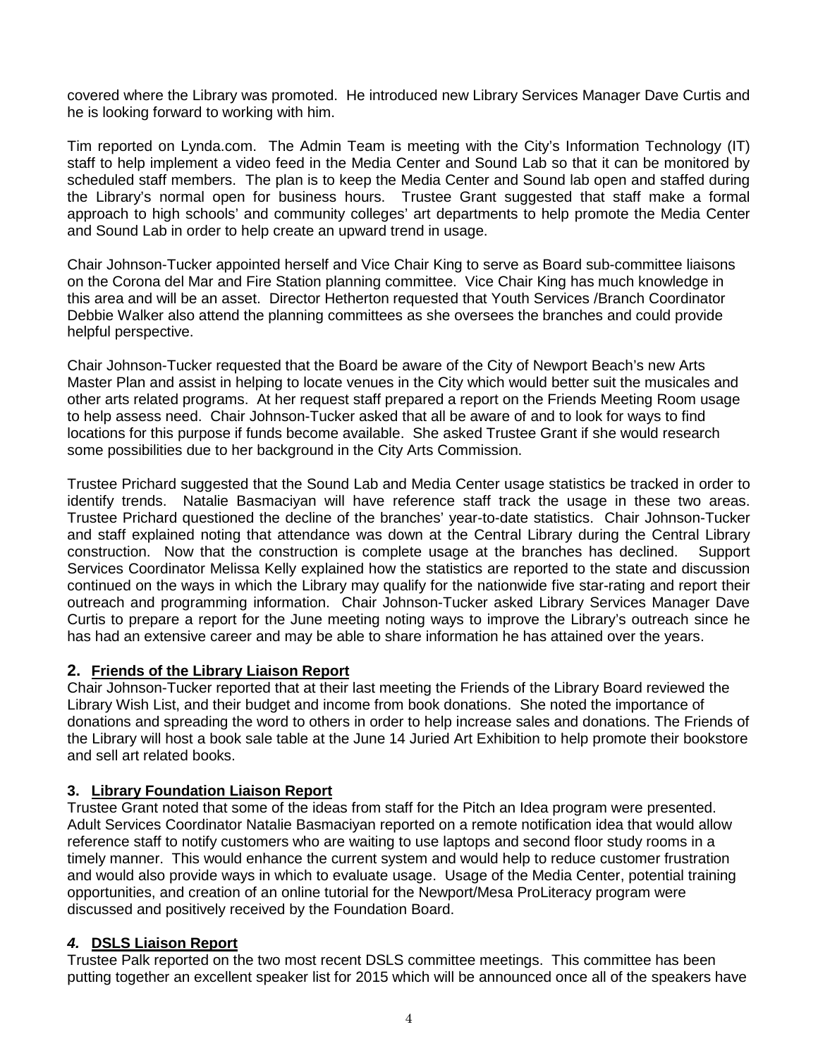covered where the Library was promoted. He introduced new Library Services Manager Dave Curtis and he is looking forward to working with him.

Tim reported on Lynda.com. The Admin Team is meeting with the City's Information Technology (IT) staff to help implement a video feed in the Media Center and Sound Lab so that it can be monitored by scheduled staff members. The plan is to keep the Media Center and Sound lab open and staffed during the Library's normal open for business hours. Trustee Grant suggested that staff make a formal approach to high schools' and community colleges' art departments to help promote the Media Center and Sound Lab in order to help create an upward trend in usage.

Chair Johnson-Tucker appointed herself and Vice Chair King to serve as Board sub-committee liaisons on the Corona del Mar and Fire Station planning committee. Vice Chair King has much knowledge in this area and will be an asset. Director Hetherton requested that Youth Services /Branch Coordinator Debbie Walker also attend the planning committees as she oversees the branches and could provide helpful perspective.

Chair Johnson-Tucker requested that the Board be aware of the City of Newport Beach's new Arts Master Plan and assist in helping to locate venues in the City which would better suit the musicales and other arts related programs. At her request staff prepared a report on the Friends Meeting Room usage to help assess need. Chair Johnson-Tucker asked that all be aware of and to look for ways to find locations for this purpose if funds become available. She asked Trustee Grant if she would research some possibilities due to her background in the City Arts Commission.

Trustee Prichard suggested that the Sound Lab and Media Center usage statistics be tracked in order to identify trends. Natalie Basmaciyan will have reference staff track the usage in these two areas. Trustee Prichard questioned the decline of the branches' year-to-date statistics. Chair Johnson-Tucker and staff explained noting that attendance was down at the Central Library during the Central Library construction. Now that the construction is complete usage at the branches has declined. Support Services Coordinator Melissa Kelly explained how the statistics are reported to the state and discussion continued on the ways in which the Library may qualify for the nationwide five star-rating and report their outreach and programming information. Chair Johnson-Tucker asked Library Services Manager Dave Curtis to prepare a report for the June meeting noting ways to improve the Library's outreach since he has had an extensive career and may be able to share information he has attained over the years.

## 2. Friends of the Library Liaison Report

Chair Johnson-Tucker reported that at their last meeting the Friends of the Library Board reviewed the Library Wish List, and their budget and income from book donations. She noted the importance of donations and spreading the word to others in order to help increase sales and donations. The Friends of the Library will host a book sale table at the June 14 Juried Art Exhibition to help promote their bookstore and sell art related books.

## 3. Library Foundation Liaison Report

Trustee Grant noted that some of the ideas from staff for the Pitch an Idea program were presented. Adult Services Coordinator Natalie Basmaciyan reported on a remote notification idea that would allow reference staff to notify customers who are waiting to use laptops and second floor study rooms in a timely manner. This would enhance the current system and would help to reduce customer frustration and would also provide ways in which to evaluate usage. Usage of the Media Center, potential training opportunities, and creation of an online tutorial for the Newport/Mesa ProLiteracy program were discussed and positively received by the Foundation Board.

## *4.* DSLS Liaison Report

Trustee Palk reported on the two most recent DSLS committee meetings. This committee has been putting together an excellent speaker list for 2015 which will be announced once all of the speakers have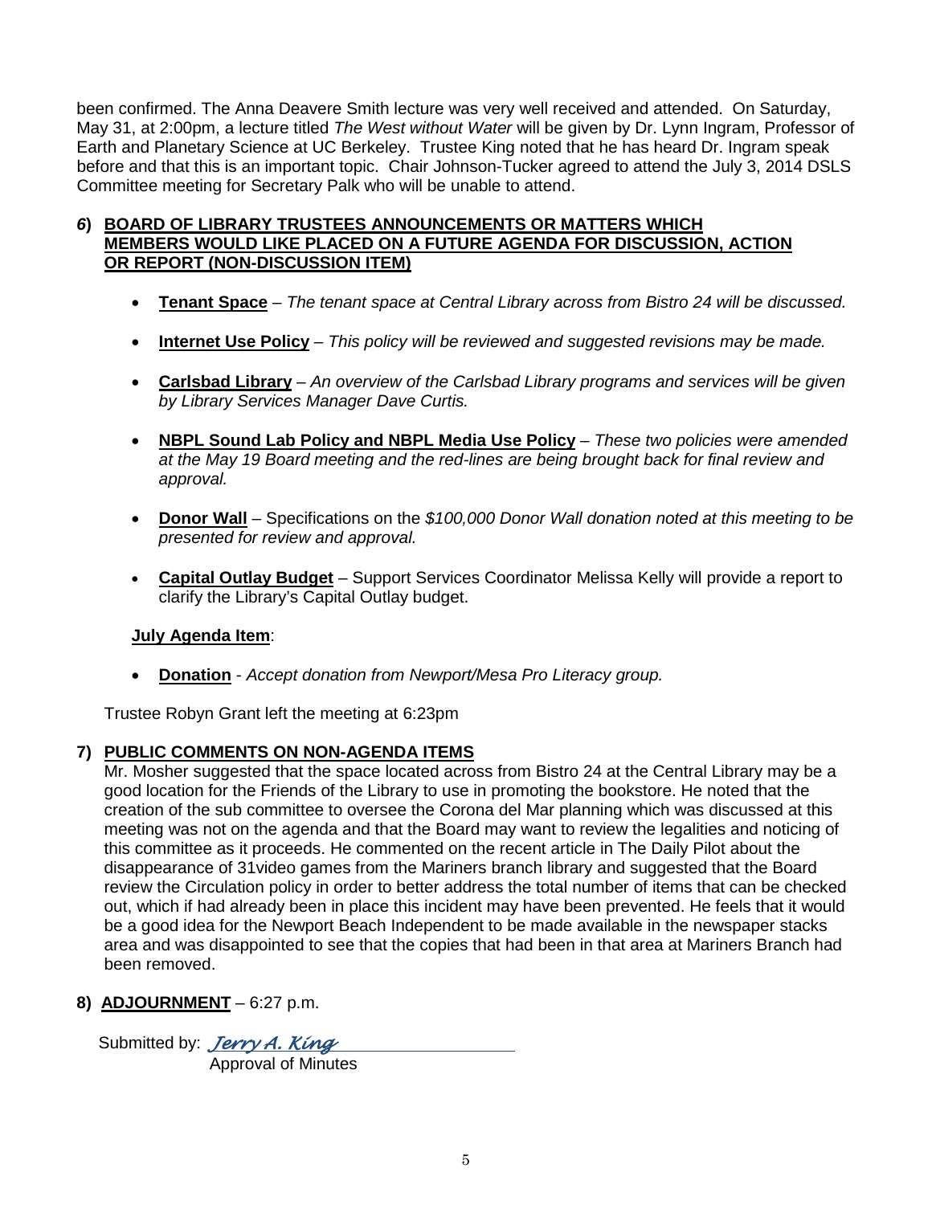been confirmed. The Anna Deavere Smith lecture was very well received and attended. On Saturday, May 31, at 2:00pm, a lecture titled *The West without Water* will be given by Dr. Lynn Ingram, Professor of Earth and Planetary Science at UC Berkeley. Trustee King noted that he has heard Dr. Ingram speak before and that this is an important topic. Chair Johnson-Tucker agreed to attend the July 3, 2014 DSLS Committee meeting for Secretary Palk who will be unable to attend.

## *6*) BOARD OF LIBRARY TRUSTEES ANNOUNCEMENTS OR MATTERS WHICH MEMBERS WOULD LIKE PLACED ON A FUTURE AGENDA FOR DISCUSSION, ACTION OR REPORT (NON-DISCUSSION ITEM)

- **Tenant Space** – *The tenant space at Central Library across from Bistro 24 will be discussed.*
- **Internet Use Policy** – *This policy will be reviewed and suggested revisions may be made.*
- **Carlsbad Library** – *An overview of the Carlsbad Library programs and services will be given by Library Services Manager Dave Curtis.*
- **NBPL Sound Lab Policy and NBPL Media Use Policy** – *These two policies were amended at the May 19 Board meeting and the red-lines are being brought back for final review and approval.*
- **Donor Wall** – Specifications on the *$100,000 Donor Wall donation noted at this meeting to be presented for review and approval.*
- **Capital Outlay Budget** – Support Services Coordinator Melissa Kelly will provide a report to clarify the Library's Capital Outlay budget.

**July Agenda Item**:

- **Donation** - *Accept donation from Newport/Mesa Pro Literacy group.*

Trustee Robyn Grant left the meeting at 6:23pm

## 7) PUBLIC COMMENTS ON NON-AGENDA ITEMS

Mr. Mosher suggested that the space located across from Bistro 24 at the Central Library may be a good location for the Friends of the Library to use in promoting the bookstore. He noted that the creation of the sub committee to oversee the Corona del Mar planning which was discussed at this meeting was not on the agenda and that the Board may want to review the legalities and noticing of this committee as it proceeds. He commented on the recent article in The Daily Pilot about the disappearance of 31video games from the Mariners branch library and suggested that the Board review the Circulation policy in order to better address the total number of items that can be checked out, which if had already been in place this incident may have been prevented. He feels that it would be a good idea for the Newport Beach Independent to be made available in the newspaper stacks area and was disappointed to see that the copies that had been in that area at Mariners Branch had been removed.

## 8) ADJOURNMENT – 6:27 p.m.

Submitted by: *Jerry A. King*

Approval of Minutes